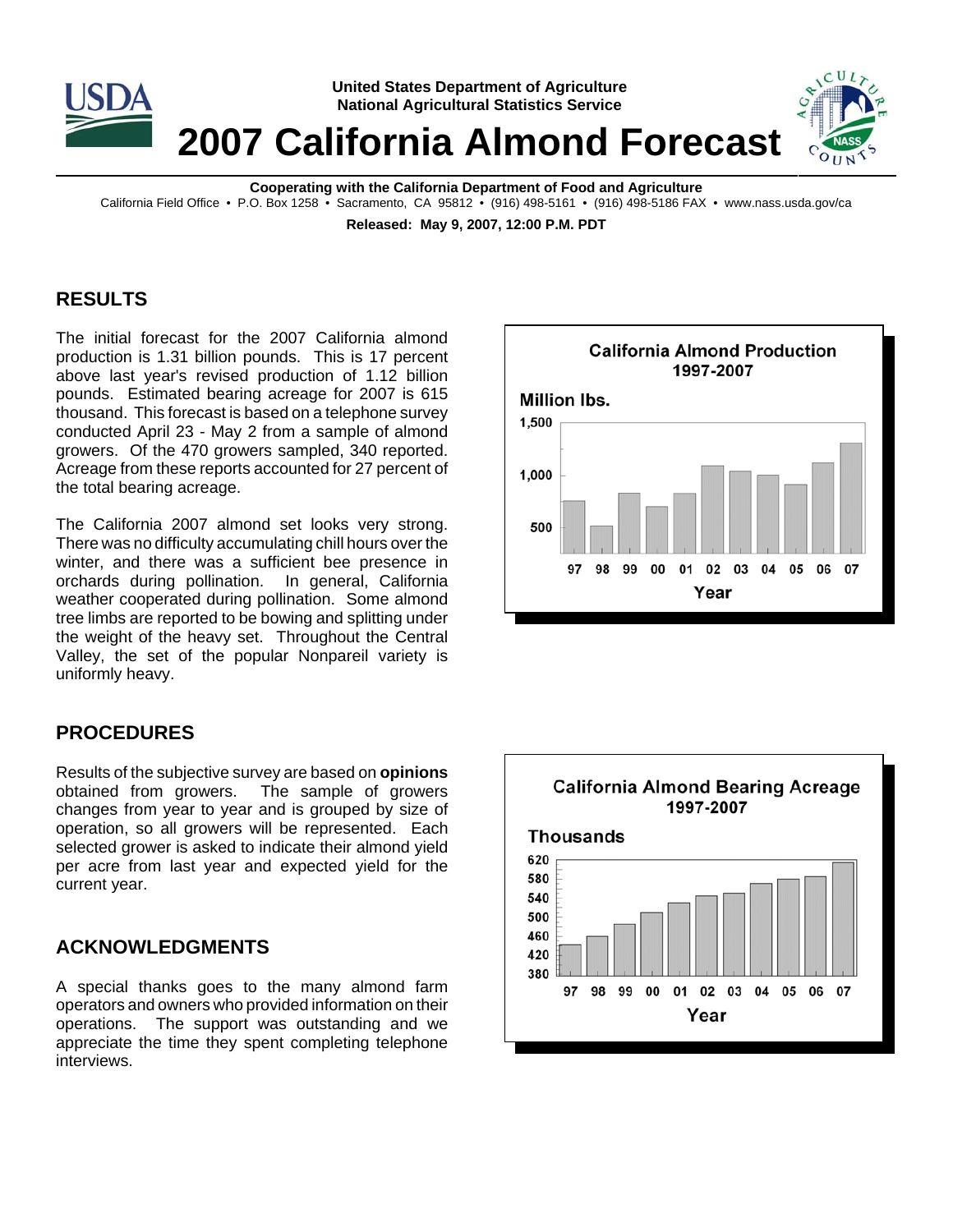United States Department of Agriculture
National Agricultural Statistics Service

# 2007 California Almond Forecast

**Cooperating with the California Department of Food and Agriculture**
California Field Office • P.O. Box 1258 • Sacramento, CA 95812 • (916) 498-5161 • (916) 498-5186 FAX • www.nass.usda.gov/ca

**Released: May 9, 2007, 12:00 P.M. PDT**

## RESULTS

The initial forecast for the 2007 California almond production is 1.31 billion pounds. This is 17 percent above last year's revised production of 1.12 billion pounds. Estimated bearing acreage for 2007 is 615 thousand. This forecast is based on a telephone survey conducted April 23 - May 2 from a sample of almond growers. Of the 470 growers sampled, 340 reported. Acreage from these reports accounted for 27 percent of the total bearing acreage.

The California 2007 almond set looks very strong. There was no difficulty accumulating chill hours over the winter, and there was a sufficient bee presence in orchards during pollination. In general, California weather cooperated during pollination. Some almond tree limbs are reported to be bowing and splitting under the weight of the heavy set. Throughout the Central Valley, the set of the popular Nonpareil variety is uniformly heavy.

## PROCEDURES

Results of the subjective survey are based on **opinions** obtained from growers. The sample of growers changes from year to year and is grouped by size of operation, so all growers will be represented. Each selected grower is asked to indicate their almond yield per acre from last year and expected yield for the current year.

## ACKNOWLEDGMENTS

A special thanks goes to the many almond farm operators and owners who provided information on their operations. The support was outstanding and we appreciate the time they spent completing telephone interviews.

**California Almond Production 1997-2007**

**California Almond Bearing Acreage 1997-2007**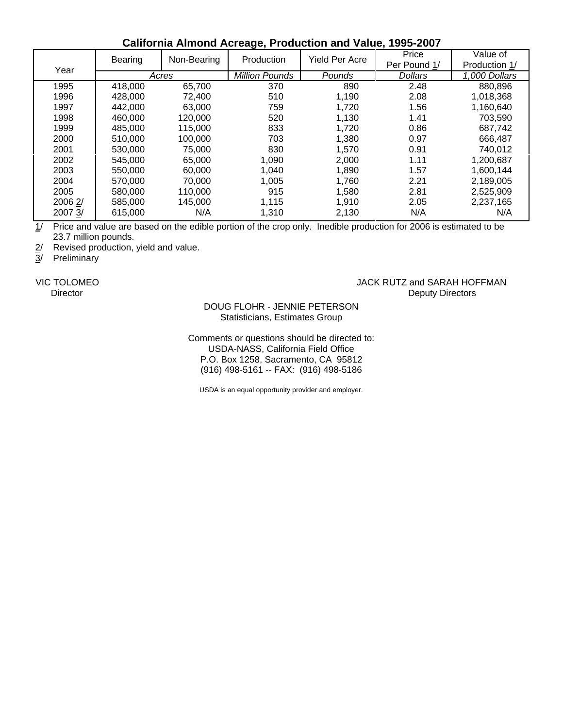## California Almond Acreage, Production and Value, 1995-2007

| Year | Bearing | Non-Bearing | Production | Yield Per Acre | Price Per Pound 1/ | Value of Production 1/ |
|---|---|---|---|---|---|---|
| | *Acres* | | *Million Pounds* | *Pounds* | *Dollars* | *1,000 Dollars* |
| 1995 | 418,000 | 65,700 | 370 | 890 | 2.48 | 880,896 |
| 1996 | 428,000 | 72,400 | 510 | 1,190 | 2.08 | 1,018,368 |
| 1997 | 442,000 | 63,000 | 759 | 1,720 | 1.56 | 1,160,640 |
| 1998 | 460,000 | 120,000 | 520 | 1,130 | 1.41 | 703,590 |
| 1999 | 485,000 | 115,000 | 833 | 1,720 | 0.86 | 687,742 |
| 2000 | 510,000 | 100,000 | 703 | 1,380 | 0.97 | 666,487 |
| 2001 | 530,000 | 75,000 | 830 | 1,570 | 0.91 | 740,012 |
| 2002 | 545,000 | 65,000 | 1,090 | 2,000 | 1.11 | 1,200,687 |
| 2003 | 550,000 | 60,000 | 1,040 | 1,890 | 1.57 | 1,600,144 |
| 2004 | 570,000 | 70,000 | 1,005 | 1,760 | 2.21 | 2,189,005 |
| 2005 | 580,000 | 110,000 | 915 | 1,580 | 2.81 | 2,525,909 |
| 2006 2/ | 585,000 | 145,000 | 1,115 | 1,910 | 2.05 | 2,237,165 |
| 2007 3/ | 615,000 | N/A | 1,310 | 2,130 | N/A | N/A |

1/ Price and value are based on the edible portion of the crop only. Inedible production for 2006 is estimated to be 23.7 million pounds.

2/ Revised production, yield and value.

3/ Preliminary

VIC TOLOMEO
Director

JACK RUTZ and SARAH HOFFMAN
Deputy Directors

DOUG FLOHR - JENNIE PETERSON
Statisticians, Estimates Group

Comments or questions should be directed to:
USDA-NASS, California Field Office
P.O. Box 1258, Sacramento, CA 95812
(916) 498-5161 -- FAX: (916) 498-5186

USDA is an equal opportunity provider and employer.